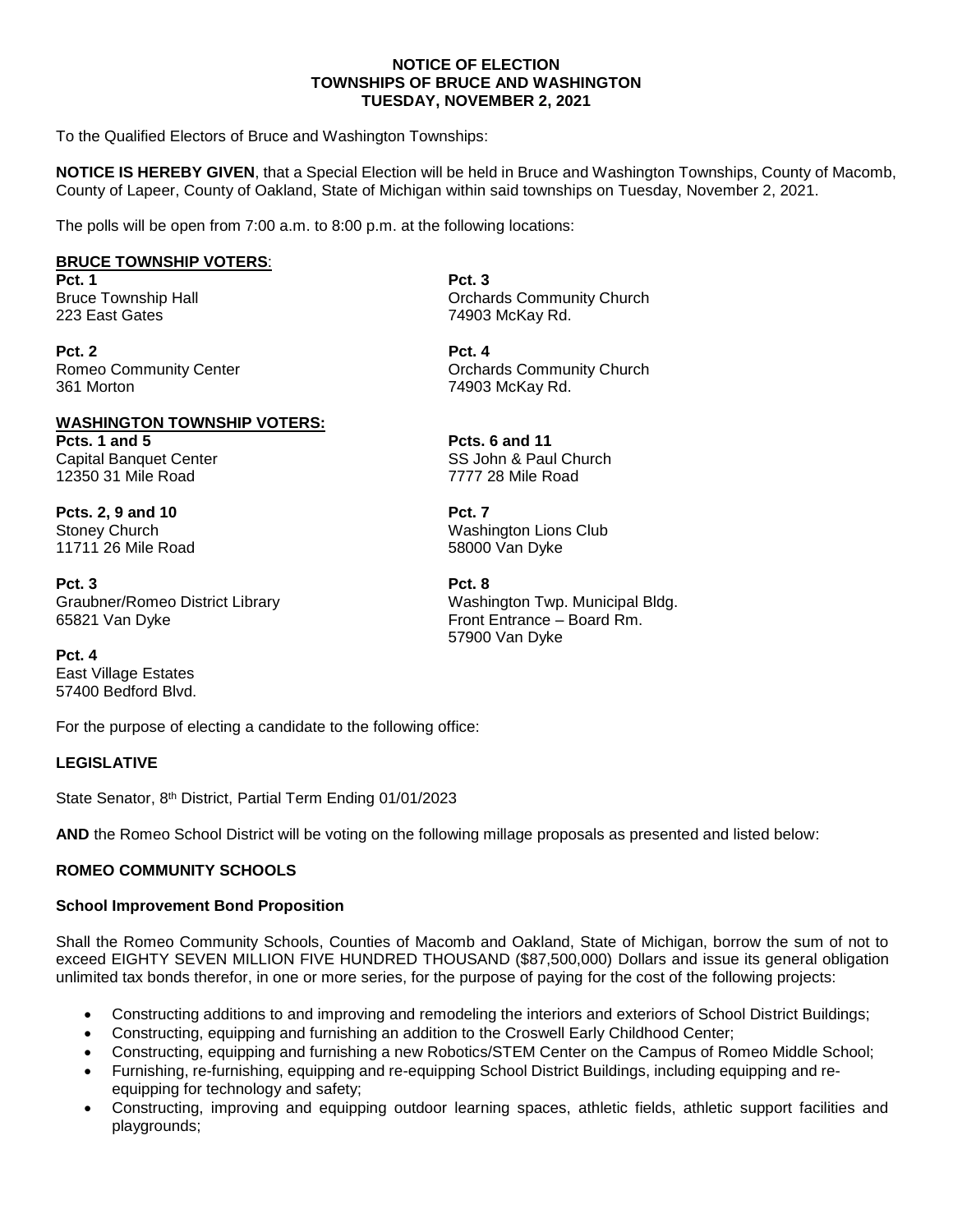**NOTICE OF ELECTION**
**TOWNSHIPS OF BRUCE AND WASHINGTON**
**TUESDAY, NOVEMBER 2, 2021**

To the Qualified Electors of Bruce and Washington Townships:

**NOTICE IS HEREBY GIVEN**, that a Special Election will be held in Bruce and Washington Townships, County of Macomb, County of Lapeer, County of Oakland, State of Michigan within said townships on Tuesday, November 2, 2021.

The polls will be open from 7:00 a.m. to 8:00 p.m. at the following locations:

**BRUCE TOWNSHIP VOTERS**:

**Pct. 1**
Bruce Township Hall
223 East Gates

**Pct. 2**
Romeo Community Center
361 Morton

**Pct. 3**
Orchards Community Church
74903 McKay Rd.

**Pct. 4**
Orchards Community Church
74903 McKay Rd.

**WASHINGTON TOWNSHIP VOTERS:**

**Pcts. 1 and 5**
Capital Banquet Center
12350 31 Mile Road

**Pcts. 2, 9 and 10**
Stoney Church
11711 26 Mile Road

**Pct. 3**
Graubner/Romeo District Library
65821 Van Dyke

**Pct. 4**
East Village Estates
57400 Bedford Blvd.

**Pcts. 6 and 11**
SS John & Paul Church
7777 28 Mile Road

**Pct. 7**
Washington Lions Club
58000 Van Dyke

**Pct. 8**
Washington Twp. Municipal Bldg.
Front Entrance – Board Rm.
57900 Van Dyke

For the purpose of electing a candidate to the following office:

**LEGISLATIVE**

State Senator, 8th District, Partial Term Ending 01/01/2023

**AND** the Romeo School District will be voting on the following millage proposals as presented and listed below:

**ROMEO COMMUNITY SCHOOLS**

**School Improvement Bond Proposition**

Shall the Romeo Community Schools, Counties of Macomb and Oakland, State of Michigan, borrow the sum of not to exceed EIGHTY SEVEN MILLION FIVE HUNDRED THOUSAND ($87,500,000) Dollars and issue its general obligation unlimited tax bonds therefor, in one or more series, for the purpose of paying for the cost of the following projects:

- Constructing additions to and improving and remodeling the interiors and exteriors of School District Buildings;
- Constructing, equipping and furnishing an addition to the Croswell Early Childhood Center;
- Constructing, equipping and furnishing a new Robotics/STEM Center on the Campus of Romeo Middle School;
- Furnishing, re-furnishing, equipping and re-equipping School District Buildings, including equipping and re-equipping for technology and safety;
- Constructing, improving and equipping outdoor learning spaces, athletic fields, athletic support facilities and playgrounds;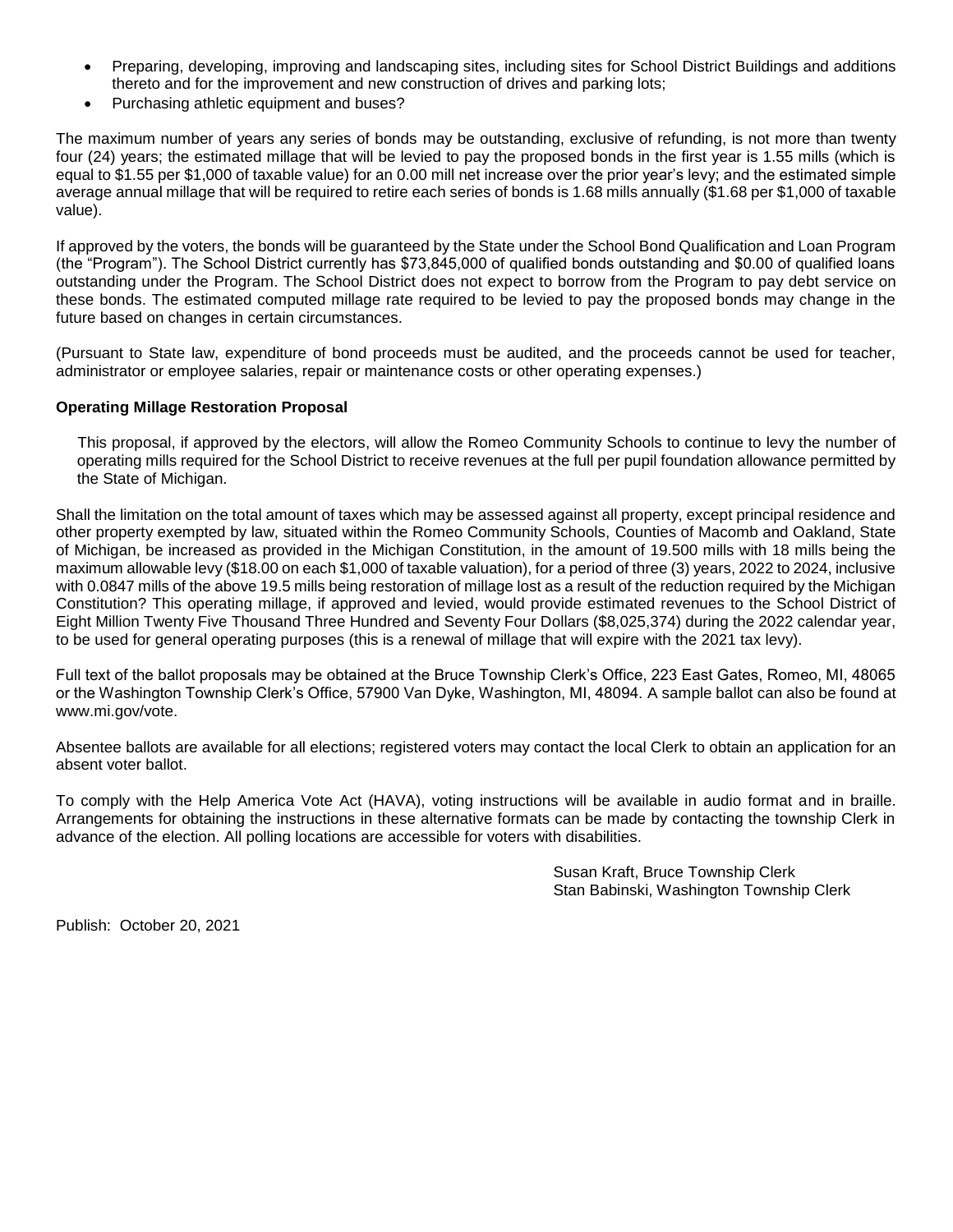- Preparing, developing, improving and landscaping sites, including sites for School District Buildings and additions thereto and for the improvement and new construction of drives and parking lots;
- Purchasing athletic equipment and buses?

The maximum number of years any series of bonds may be outstanding, exclusive of refunding, is not more than twenty four (24) years; the estimated millage that will be levied to pay the proposed bonds in the first year is 1.55 mills (which is equal to $1.55 per $1,000 of taxable value) for an 0.00 mill net increase over the prior year's levy; and the estimated simple average annual millage that will be required to retire each series of bonds is 1.68 mills annually ($1.68 per $1,000 of taxable value).

If approved by the voters, the bonds will be guaranteed by the State under the School Bond Qualification and Loan Program (the "Program"). The School District currently has $73,845,000 of qualified bonds outstanding and $0.00 of qualified loans outstanding under the Program. The School District does not expect to borrow from the Program to pay debt service on these bonds. The estimated computed millage rate required to be levied to pay the proposed bonds may change in the future based on changes in certain circumstances.

(Pursuant to State law, expenditure of bond proceeds must be audited, and the proceeds cannot be used for teacher, administrator or employee salaries, repair or maintenance costs or other operating expenses.)

**Operating Millage Restoration Proposal**

This proposal, if approved by the electors, will allow the Romeo Community Schools to continue to levy the number of operating mills required for the School District to receive revenues at the full per pupil foundation allowance permitted by the State of Michigan.

Shall the limitation on the total amount of taxes which may be assessed against all property, except principal residence and other property exempted by law, situated within the Romeo Community Schools, Counties of Macomb and Oakland, State of Michigan, be increased as provided in the Michigan Constitution, in the amount of 19.500 mills with 18 mills being the maximum allowable levy ($18.00 on each $1,000 of taxable valuation), for a period of three (3) years, 2022 to 2024, inclusive with 0.0847 mills of the above 19.5 mills being restoration of millage lost as a result of the reduction required by the Michigan Constitution? This operating millage, if approved and levied, would provide estimated revenues to the School District of Eight Million Twenty Five Thousand Three Hundred and Seventy Four Dollars ($8,025,374) during the 2022 calendar year, to be used for general operating purposes (this is a renewal of millage that will expire with the 2021 tax levy).

Full text of the ballot proposals may be obtained at the Bruce Township Clerk's Office, 223 East Gates, Romeo, MI, 48065 or the Washington Township Clerk's Office, 57900 Van Dyke, Washington, MI, 48094. A sample ballot can also be found at www.mi.gov/vote.

Absentee ballots are available for all elections; registered voters may contact the local Clerk to obtain an application for an absent voter ballot.

To comply with the Help America Vote Act (HAVA), voting instructions will be available in audio format and in braille. Arrangements for obtaining the instructions in these alternative formats can be made by contacting the township Clerk in advance of the election. All polling locations are accessible for voters with disabilities.

Susan Kraft, Bruce Township Clerk
Stan Babinski, Washington Township Clerk

Publish: October 20, 2021